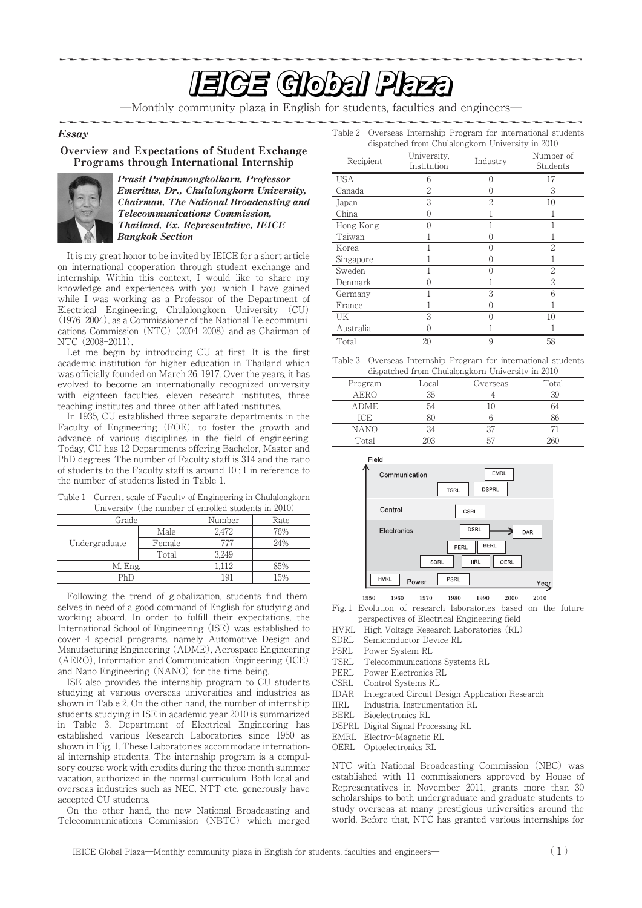# IEICE Global Plaza

—Monthly community plaza in English for students, faculties and engineers—

*Essay*

## Overview and Expectations of Student Exchange Programs through International Internship

***Prasit Prapinmongkolkarn, Professor Emeritus, Dr., Chulalongkorn University, Chairman, The National Broadcasting and Telecommunications Commission, Thailand, Ex. Representative, IEICE Bangkok Section***

It is my great honor to be invited by IEICE for a short article on international cooperation through student exchange and internship. Within this context, I would like to share my knowledge and experiences with you, which I have gained while I was working as a Professor of the Department of Electrical Engineering, Chulalongkorn University (CU) (1976–2004), as a Commissioner of the National Telecommunications Commission (NTC) (2004–2008) and as Chairman of NTC (2008–2011).

Let me begin by introducing CU at first. It is the first academic institution for higher education in Thailand which was officially founded on March 26, 1917. Over the years, it has evolved to become an internationally recognized university with eighteen faculties, eleven research institutes, three teaching institutes and three other affiliated institutes.

In 1935, CU established three separate departments in the Faculty of Engineering (FOE), to foster the growth and advance of various disciplines in the field of engineering. Today, CU has 12 Departments offering Bachelor, Master and PhD degrees. The number of Faculty staff is 314 and the ratio of students to the Faculty staff is around 10 : 1 in reference to the number of students listed in Table 1.

Table 1 Current scale of Faculty of Engineering in Chulalongkorn University (the number of enrolled students in 2010)

| Grade | | Number | Rate |
|---|---|---|---|
| Undergraduate | Male | 2,472 | 76% |
| | Female | 777 | 24% |
| | Total | 3,249 | |
| M. Eng. | | 1,112 | 85% |
| PhD | | 191 | 15% |

Following the trend of globalization, students find themselves in need of a good command of English for studying and working aboard. In order to fulfill their expectations, the International School of Engineering (ISE) was established to cover 4 special programs, namely Automotive Design and Manufacturing Engineering (ADME), Aerospace Engineering (AERO), Information and Communication Engineering (ICE) and Nano Engineering (NANO) for the time being.

ISE also provides the internship program to CU students studying at various overseas universities and industries as shown in Table 2. On the other hand, the number of internship students studying in ISE in academic year 2010 is summarized in Table 3. Department of Electrical Engineering has established various Research Laboratories since 1950 as shown in Fig. 1. These Laboratories accommodate international internship students. The internship program is a compulsory course work with credits during the three month summer vacation, authorized in the normal curriculum. Both local and overseas industries such as NEC, NTT etc. generously have accepted CU students.

On the other hand, the new National Broadcasting and Telecommunications Commission (NBTC) which merged NTC with National Broadcasting Commission (NBC) was established with 11 commissioners approved by House of Representatives in November 2011, grants more than 30 scholarships to both undergraduate and graduate students to study overseas at many prestigious universities around the world. Before that, NTC has granted various internships for

Table 2 Overseas Internship Program for international students dispatched from Chulalongkorn University in 2010

| Recipient | University, Institution | Industry | Number of Students |
|---|---|---|---|
| USA | 6 | 0 | 17 |
| Canada | 2 | 0 | 3 |
| Japan | 3 | 2 | 10 |
| China | 0 | 1 | 1 |
| Hong Kong | 0 | 1 | 1 |
| Taiwan | 1 | 0 | 1 |
| Korea | 1 | 0 | 2 |
| Singapore | 1 | 0 | 1 |
| Sweden | 1 | 0 | 2 |
| Denmark | 0 | 1 | 2 |
| Germany | 1 | 3 | 6 |
| France | 1 | 0 | 1 |
| UK | 3 | 0 | 10 |
| Australia | 0 | 1 | 1 |
| Total | 20 | 9 | 58 |

Table 3 Overseas Internship Program for international students dispatched from Chulalongkorn University in 2010

| Program | Local | Overseas | Total |
|---|---|---|---|
| AERO | 35 | 4 | 39 |
| ADME | 54 | 10 | 64 |
| ICE | 80 | 6 | 86 |
| NANO | 34 | 37 | 71 |
| Total | 203 | 57 | 260 |

Fig. 1 Evolution of research laboratories based on the future perspectives of Electrical Engineering field

- HVRL High Voltage Research Laboratories (RL)
- SDRL Semiconductor Device RL
- PSRL Power System RL
- TSRL Telecommunications Systems RL
- PERL Power Electronics RL
- CSRL Control Systems RL
- IDAR Integrated Circuit Design Application Research
- IIRL Industrial Instrumentation RL
- BERL Bioelectronics RL
- DSPRL Digital Signal Processing RL
- EMRL Electro-Magnetic RL
- OERL Optoelectronics RL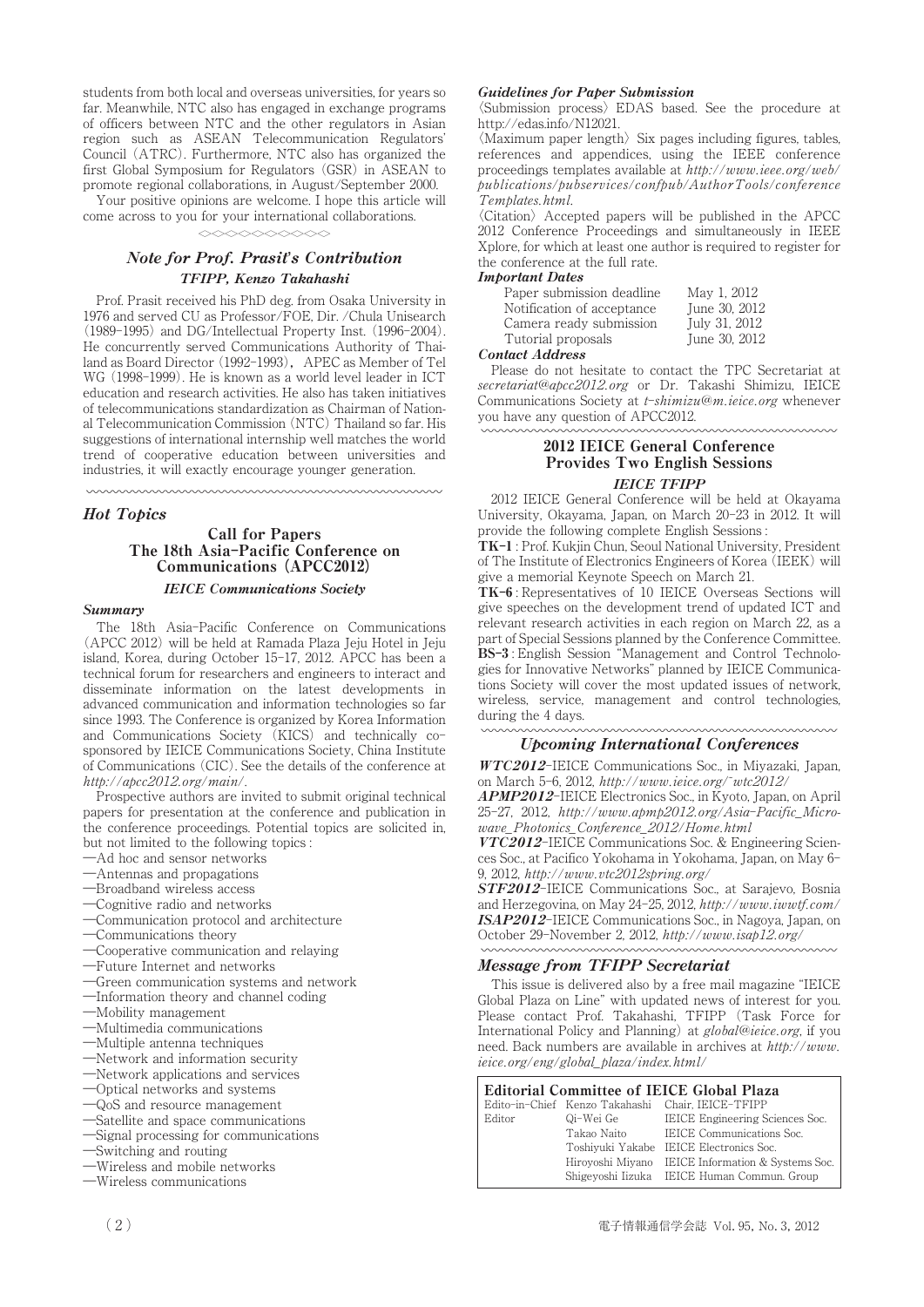students from both local and overseas universities, for years so far. Meanwhile, NTC also has engaged in exchange programs of officers between NTC and the other regulators in Asian region such as ASEAN Telecommunication Regulators' Council (ATRC). Furthermore, NTC also has organized the first Global Symposium for Regulators (GSR) in ASEAN to promote regional collaborations, in August/September 2000.

Your positive opinions are welcome. I hope this article will come across to you for your international collaborations.

◇◇◇◇◇◇◇◇◇◇

### *Note for Prof. Prasit's Contribution*

***TFIPP, Kenzo Takahashi***

Prof. Prasit received his PhD deg. from Osaka University in 1976 and served CU as Professor/FOE, Dir. /Chula Unisearch (1989-1995) and DG/Intellectual Property Inst. (1996-2004). He concurrently served Communications Authority of Thailand as Board Director (1992-1993), APEC as Member of Tel WG (1998-1999). He is known as a world level leader in ICT education and research activities. He also has taken initiatives of telecommunications standardization as Chairman of National Telecommunication Commission (NTC) Thailand so far. His suggestions of international internship well matches the world trend of cooperative education between universities and industries, it will exactly encourage younger generation.

## *Hot Topics*

### Call for Papers
### The 18th Asia-Pacific Conference on Communications (APCC2012)

***IEICE Communications Society***

#### *Summary*

The 18th Asia-Pacific Conference on Communications (APCC 2012) will be held at Ramada Plaza Jeju Hotel in Jeju island, Korea, during October 15-17, 2012. APCC has been a technical forum for researchers and engineers to interact and disseminate information on the latest developments in advanced communication and information technologies so far since 1993. The Conference is organized by Korea Information and Communications Society (KICS) and technically co-sponsored by IEICE Communications Society, China Institute of Communications (CIC). See the details of the conference at *http://apcc2012.org/main/*.

Prospective authors are invited to submit original technical papers for presentation at the conference and publication in the conference proceedings. Potential topics are solicited in, but not limited to the following topics :

—Ad hoc and sensor networks
—Antennas and propagations
—Broadband wireless access
—Cognitive radio and networks
—Communication protocol and architecture
—Communications theory
—Cooperative communication and relaying
—Future Internet and networks
—Green communication systems and network
—Information theory and channel coding
—Mobility management
—Multimedia communications
—Multiple antenna techniques
—Network and information security
—Network applications and services
—Optical networks and systems
—QoS and resource management
—Satellite and space communications
—Signal processing for communications
—Switching and routing
—Wireless and mobile networks
—Wireless communications

#### *Guidelines for Paper Submission*

〈Submission process〉 EDAS based. See the procedure at http://edas.info/N12021.

〈Maximum paper length〉 Six pages including figures, tables, references and appendices, using the IEEE conference proceedings templates available at *http://www.ieee.org/web/publications/pubservices/confpub/AuthorTools/conferenceTemplates.html*.

〈Citation〉 Accepted papers will be published in the APCC 2012 Conference Proceedings and simultaneously in IEEE Xplore, for which at least one author is required to register for the conference at the full rate.

#### *Important Dates*

| | |
|---|---|
| Paper submission deadline | May 1, 2012 |
| Notification of acceptance | June 30, 2012 |
| Camera ready submission | July 31, 2012 |
| Tutorial proposals | June 30, 2012 |

#### *Contact Address*

Please do not hesitate to contact the TPC Secretariat at *secretariat@apcc2012.org* or Dr. Takashi Shimizu, IEICE Communications Society at *t-shimizu@m.ieice.org* whenever you have any question of APCC2012.

### 2012 IEICE General Conference Provides Two English Sessions

***IEICE TFIPP***

2012 IEICE General Conference will be held at Okayama University, Okayama, Japan, on March 20-23 in 2012. It will provide the following complete English Sessions :

**TK-1** : Prof. Kukjin Chun, Seoul National University, President of The Institute of Electronics Engineers of Korea (IEEK) will give a memorial Keynote Speech on March 21.

**TK-6** : Representatives of 10 IEICE Overseas Sections will give speeches on the development trend of updated ICT and relevant research activities in each region on March 22, as a part of Special Sessions planned by the Conference Committee.

**BS-3** : English Session "Management and Control Technologies for Innovative Networks" planned by IEICE Communications Society will cover the most updated issues of network, wireless, service, management and control technologies, during the 4 days.

### *Upcoming International Conferences*

***WTC2012***-IEICE Communications Soc., in Miyazaki, Japan, on March 5-6, 2012, *http://www.ieice.org/~wtc2012/*

***APMP2012***-IEICE Electronics Soc., in Kyoto, Japan, on April 25-27, 2012, *http://www.apmp2012.org/Asia-Pacific_Microwave_Photonics_Conference_2012/Home.html*

***VTC2012***-IEICE Communications Soc. & Engineering Sciences Soc., at Pacifico Yokohama in Yokohama, Japan, on May 6-9, 2012, *http://www.vtc2012spring.org/*

***STF2012***-IEICE Communications Soc., at Sarajevo, Bosnia and Herzegovina, on May 24-25, 2012, *http://www.iwwtf.com/*

***ISAP2012***-IEICE Communications Soc., in Nagoya, Japan, on October 29-November 2, 2012, *http://www.isap12.org/*

### *Message from TFIPP Secretariat*

This issue is delivered also by a free mail magazine "IEICE Global Plaza on Line" with updated news of interest for you. Please contact Prof. Takahashi, TFIPP (Task Force for International Policy and Planning) at *global@ieice.org*, if you need. Back numbers are available in archives at *http://www.ieice.org/eng/global_plaza/index.html/*

| Editorial Committee of IEICE Global Plaza | | |
|---|---|---|
| Edito-in-Chief | Kenzo Takahashi | Chair, IEICE-TFIPP |
| Editor | Qi-Wei Ge | IEICE Engineering Sciences Soc. |
| | Takao Naito | IEICE Communications Soc. |
| | Toshiyuki Yakabe | IEICE Electronics Soc. |
| | Hiroyoshi Miyano | IEICE Information & Systems Soc. |
| | Shigeyoshi Iizuka | IEICE Human Commun. Group |